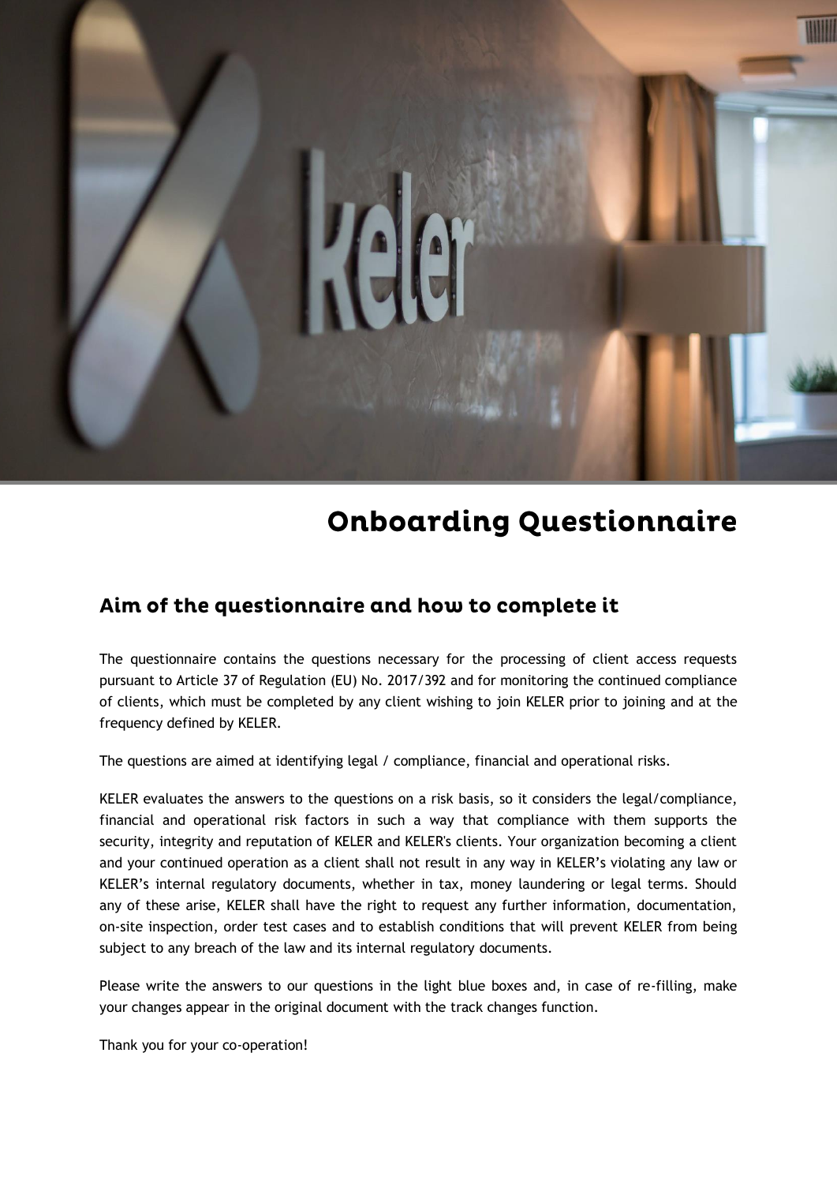# Onboarding Questionnaire

## Aim of the questionnaire and how to complete it

The questionnaire contains the questions necessary for the processing of client access requests pursuant to Article 37 of Regulation (EU) No. 2017/392 and for monitoring the continued compliance of clients, which must be completed by any client wishing to join KELER prior to joining and at the frequency defined by KELER.

The questions are aimed at identifying legal / compliance, financial and operational risks.

KELER evaluates the answers to the questions on a risk basis, so it considers the legal/compliance, financial and operational risk factors in such a way that compliance with them supports the security, integrity and reputation of KELER and KELER's clients. Your organization becoming a client and your continued operation as a client shall not result in any way in KELER's violating any law or KELER's internal regulatory documents, whether in tax, money laundering or legal terms. Should any of these arise, KELER shall have the right to request any further information, documentation, on-site inspection, order test cases and to establish conditions that will prevent KELER from being subject to any breach of the law and its internal regulatory documents.

Please write the answers to our questions in the light blue boxes and, in case of re-filling, make your changes appear in the original document with the track changes function.

Thank you for your co-operation!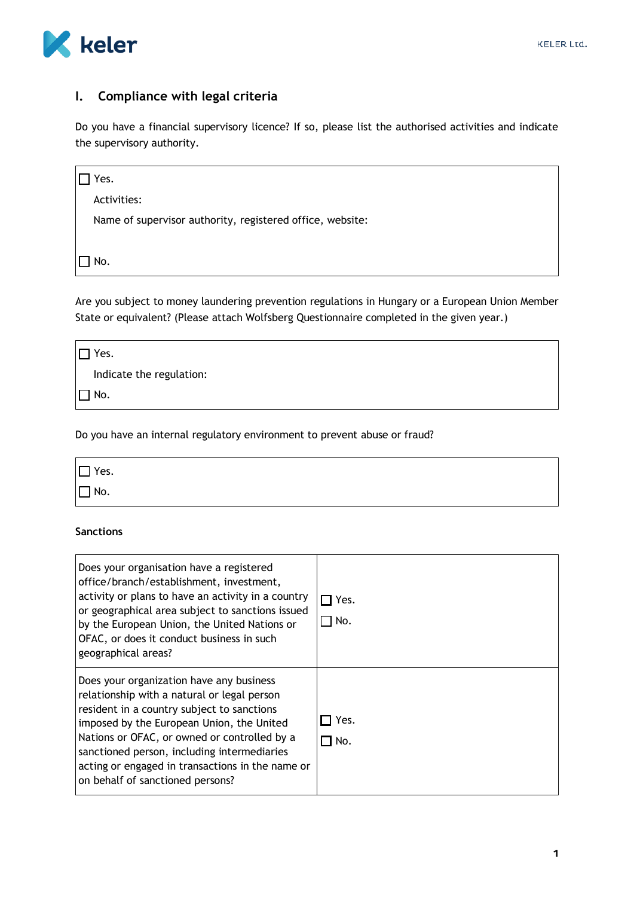## I. Compliance with legal criteria

Do you have a financial supervisory licence? If so, please list the authorised activities and indicate the supervisory authority.

| |
|---|
| ☐ Yes.<br>Activities:<br>Name of supervisor authority, registered office, website:<br><br>☐ No. |

Are you subject to money laundering prevention regulations in Hungary or a European Union Member State or equivalent? (Please attach Wolfsberg Questionnaire completed in the given year.)

| |
|---|
| ☐ Yes.<br>Indicate the regulation:<br>☐ No. |

Do you have an internal regulatory environment to prevent abuse or fraud?

| |
|---|
| ☐ Yes.<br>☐ No. |

**Sanctions**

| | |
|---|---|
| Does your organisation have a registered office/branch/establishment, investment, activity or plans to have an activity in a country or geographical area subject to sanctions issued by the European Union, the United Nations or OFAC, or does it conduct business in such geographical areas? | ☐ Yes.<br>☐ No. |
| Does your organization have any business relationship with a natural or legal person resident in a country subject to sanctions imposed by the European Union, the United Nations or OFAC, or owned or controlled by a sanctioned person, including intermediaries acting or engaged in transactions in the name or on behalf of sanctioned persons? | ☐ Yes.<br>☐ No. |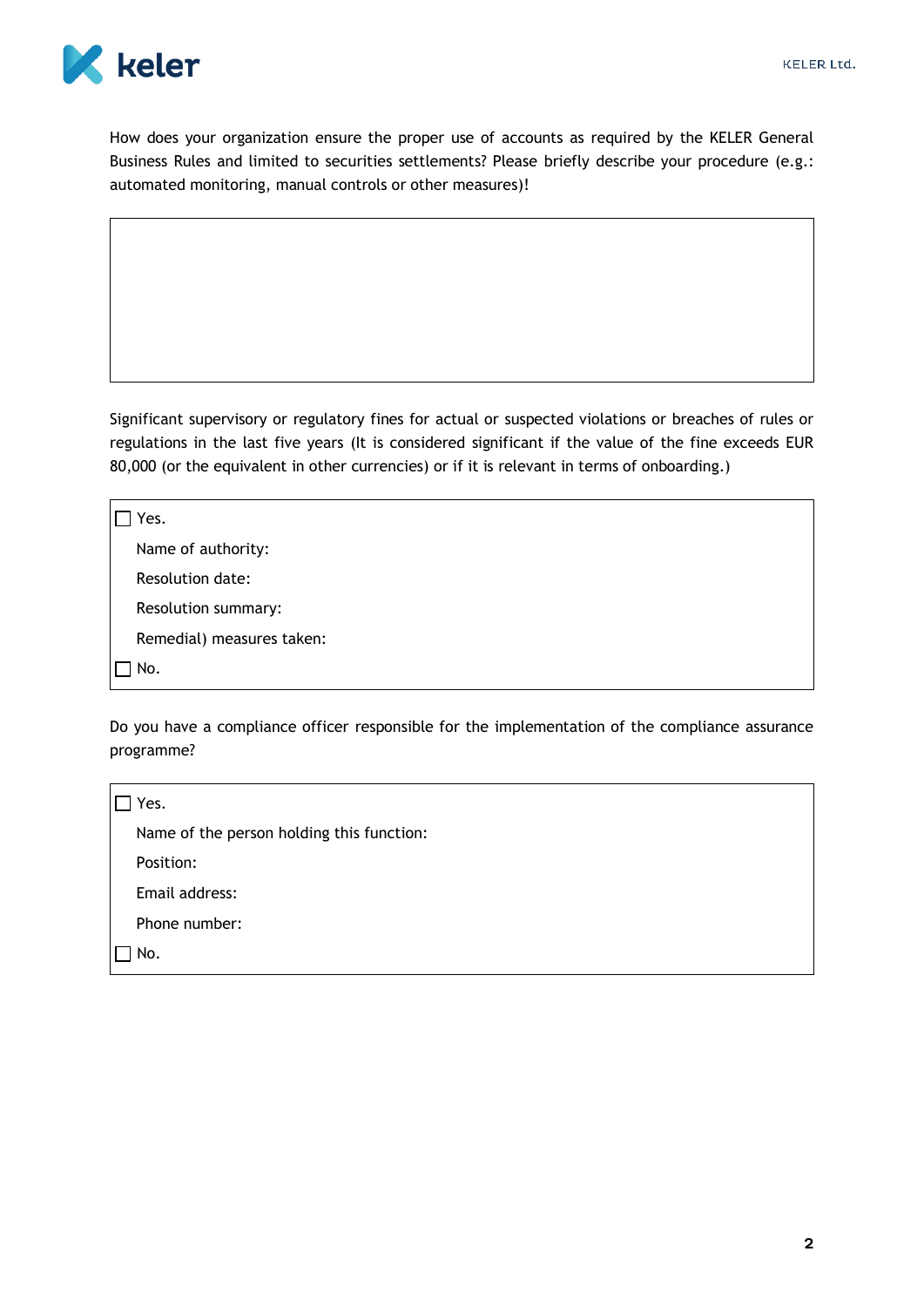How does your organization ensure the proper use of accounts as required by the KELER General Business Rules and limited to securities settlements? Please briefly describe your procedure (e.g.: automated monitoring, manual controls or other measures)!

| |
|---|
| |

Significant supervisory or regulatory fines for actual or suspected violations or breaches of rules or regulations in the last five years (It is considered significant if the value of the fine exceeds EUR 80,000 (or the equivalent in other currencies) or if it is relevant in terms of onboarding.)

☐ Yes.

Name of authority:

Resolution date:

Resolution summary:

Remedial) measures taken:

☐ No.

Do you have a compliance officer responsible for the implementation of the compliance assurance programme?

☐ Yes.

Name of the person holding this function:

Position:

Email address:

Phone number:

☐ No.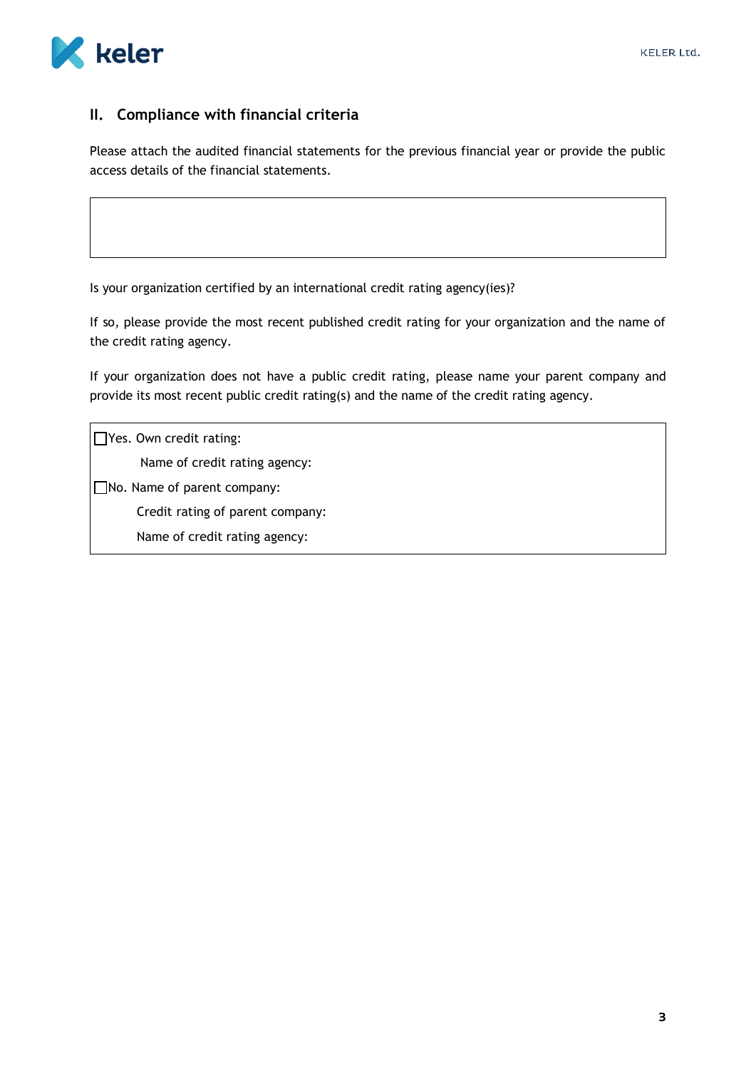## II. Compliance with financial criteria

Please attach the audited financial statements for the previous financial year or provide the public access details of the financial statements.

|   |
|---|
|   |

Is your organization certified by an international credit rating agency(ies)?

If so, please provide the most recent published credit rating for your organization and the name of the credit rating agency.

If your organization does not have a public credit rating, please name your parent company and provide its most recent public credit rating(s) and the name of the credit rating agency.

☐ Yes. Own credit rating:

Name of credit rating agency:

☐ No. Name of parent company:

Credit rating of parent company:

Name of credit rating agency: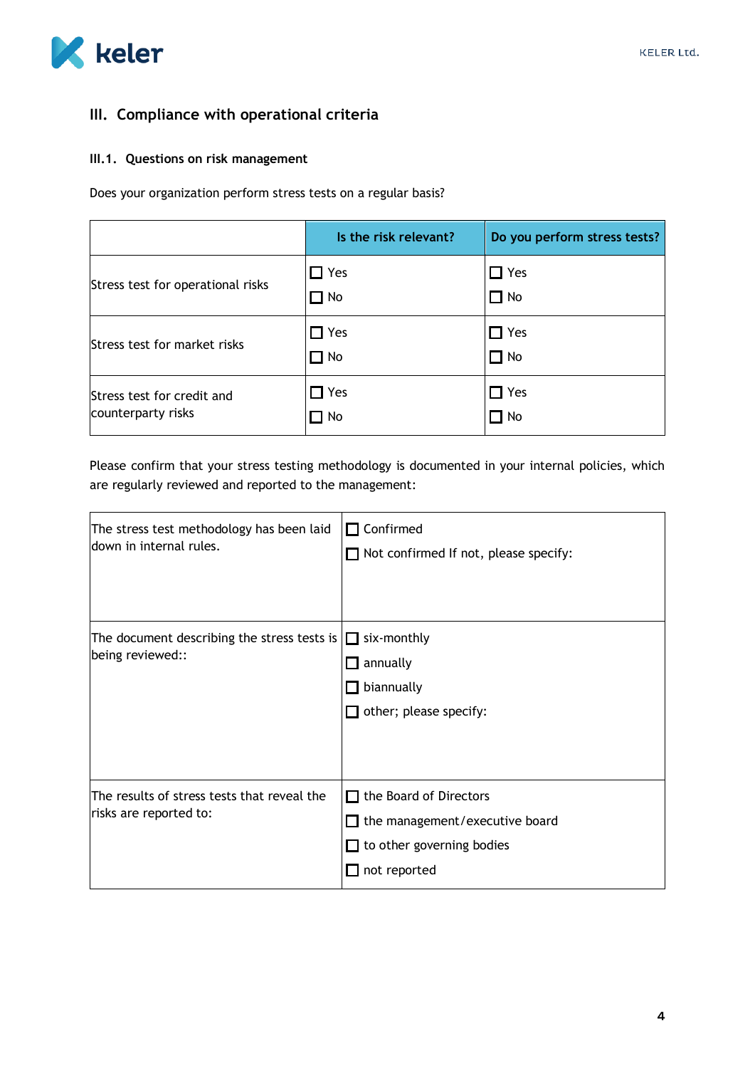## III. Compliance with operational criteria

### III.1. Questions on risk management

Does your organization perform stress tests on a regular basis?

| | Is the risk relevant? | Do you perform stress tests? |
|---|---|---|
| Stress test for operational risks | ☐ Yes<br>☐ No | ☐ Yes<br>☐ No |
| Stress test for market risks | ☐ Yes<br>☐ No | ☐ Yes<br>☐ No |
| Stress test for credit and counterparty risks | ☐ Yes<br>☐ No | ☐ Yes<br>☐ No |

Please confirm that your stress testing methodology is documented in your internal policies, which are regularly reviewed and reported to the management:

| | |
|---|---|
| The stress test methodology has been laid down in internal rules. | ☐ Confirmed<br>☐ Not confirmed If not, please specify: |
| The document describing the stress tests is being reviewed:: | ☐ six-monthly<br>☐ annually<br>☐ biannually<br>☐ other; please specify: |
| The results of stress tests that reveal the risks are reported to: | ☐ the Board of Directors<br>☐ the management/executive board<br>☐ to other governing bodies<br>☐ not reported |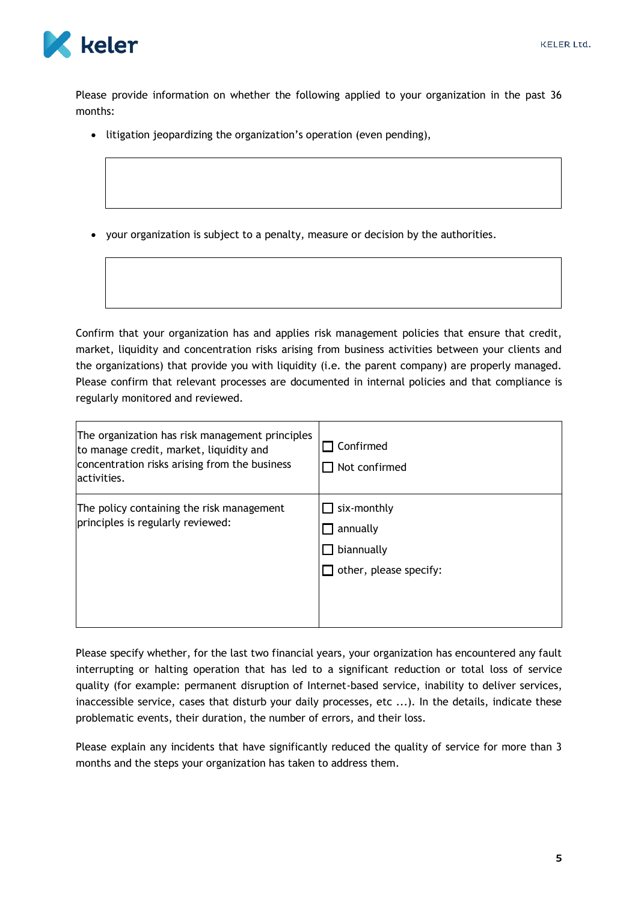Please provide information on whether the following applied to your organization in the past 36 months:

- litigation jeopardizing the organization's operation (even pending),

| |
|---|
| |

- your organization is subject to a penalty, measure or decision by the authorities.

| |
|---|
| |

Confirm that your organization has and applies risk management policies that ensure that credit, market, liquidity and concentration risks arising from business activities between your clients and the organizations) that provide you with liquidity (i.e. the parent company) are properly managed. Please confirm that relevant processes are documented in internal policies and that compliance is regularly monitored and reviewed.

| | |
|---|---|
| The organization has risk management principles to manage credit, market, liquidity and concentration risks arising from the business activities. | ☐ Confirmed<br>☐ Not confirmed |
| The policy containing the risk management principles is regularly reviewed: | ☐ six-monthly<br>☐ annually<br>☐ biannually<br>☐ other, please specify: |

Please specify whether, for the last two financial years, your organization has encountered any fault interrupting or halting operation that has led to a significant reduction or total loss of service quality (for example: permanent disruption of Internet-based service, inability to deliver services, inaccessible service, cases that disturb your daily processes, etc ...). In the details, indicate these problematic events, their duration, the number of errors, and their loss.

Please explain any incidents that have significantly reduced the quality of service for more than 3 months and the steps your organization has taken to address them.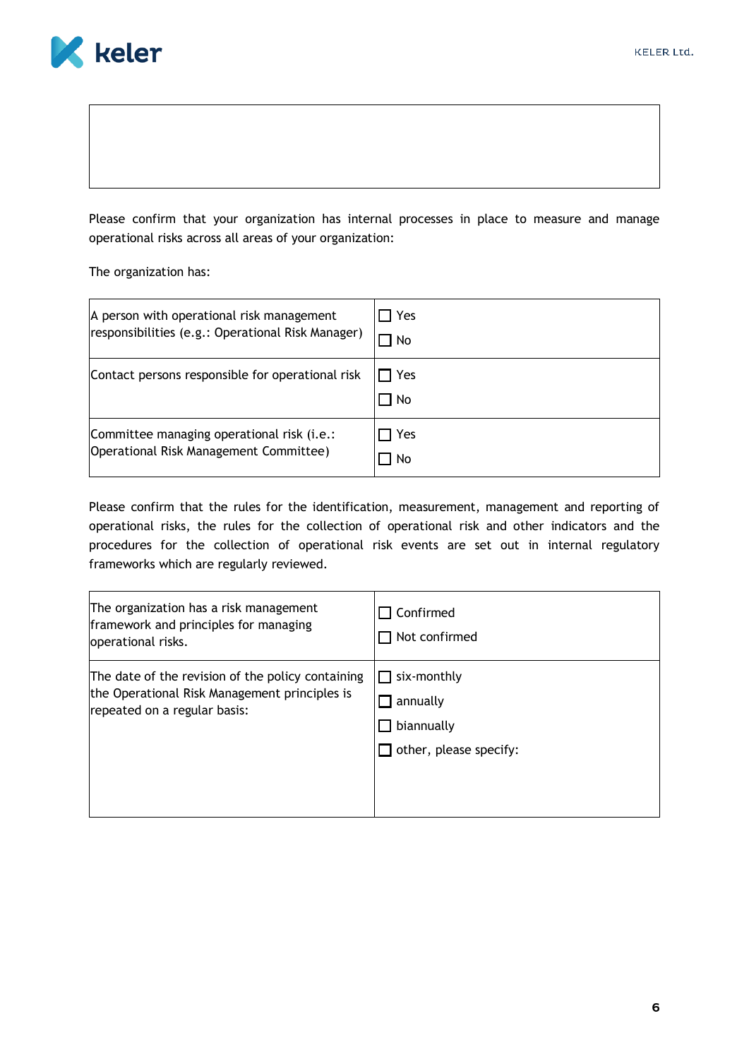|  |
| --- |
|  |

Please confirm that your organization has internal processes in place to measure and manage operational risks across all areas of your organization:

The organization has:

| | |
| --- | --- |
| A person with operational risk management responsibilities (e.g.: Operational Risk Manager) | ☐ Yes<br>☐ No |
| Contact persons responsible for operational risk | ☐ Yes<br>☐ No |
| Committee managing operational risk (i.e.: Operational Risk Management Committee) | ☐ Yes<br>☐ No |

Please confirm that the rules for the identification, measurement, management and reporting of operational risks, the rules for the collection of operational risk and other indicators and the procedures for the collection of operational risk events are set out in internal regulatory frameworks which are regularly reviewed.

| | |
| --- | --- |
| The organization has a risk management framework and principles for managing operational risks. | ☐ Confirmed<br>☐ Not confirmed |
| The date of the revision of the policy containing the Operational Risk Management principles is repeated on a regular basis: | ☐ six-monthly<br>☐ annually<br>☐ biannually<br>☐ other, please specify: |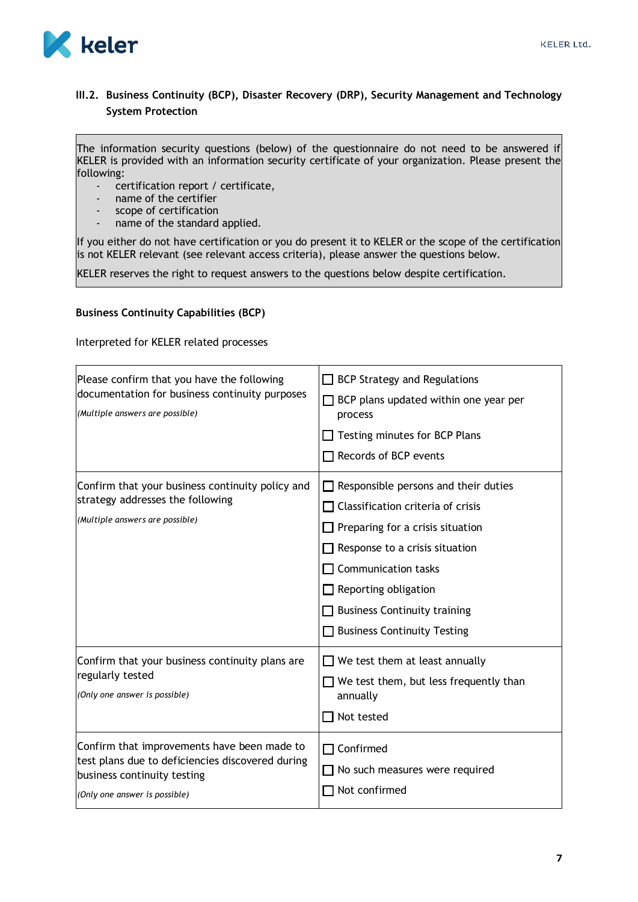### III.2. Business Continuity (BCP), Disaster Recovery (DRP), Security Management and Technology System Protection

> The information security questions (below) of the questionnaire do not need to be answered if KELER is provided with an information security certificate of your organization. Please present the following:
>
> - certification report / certificate,
> - name of the certifier
> - scope of certification
> - name of the standard applied.
>
> If you either do not have certification or you do present it to KELER or the scope of the certification is not KELER relevant (see relevant access criteria), please answer the questions below.
>
> KELER reserves the right to request answers to the questions below despite certification.

**Business Continuity Capabilities (BCP)**

Interpreted for KELER related processes

| Question | Answer |
|---|---|
| Please confirm that you have the following documentation for business continuity purposes<br>*(Multiple answers are possible)* | ☐ BCP Strategy and Regulations<br>☐ BCP plans updated within one year per process<br>☐ Testing minutes for BCP Plans<br>☐ Records of BCP events |
| Confirm that your business continuity policy and strategy addresses the following<br>*(Multiple answers are possible)* | ☐ Responsible persons and their duties<br>☐ Classification criteria of crisis<br>☐ Preparing for a crisis situation<br>☐ Response to a crisis situation<br>☐ Communication tasks<br>☐ Reporting obligation<br>☐ Business Continuity training<br>☐ Business Continuity Testing |
| Confirm that your business continuity plans are regularly tested<br>*(Only one answer is possible)* | ☐ We test them at least annually<br>☐ We test them, but less frequently than annually<br>☐ Not tested |
| Confirm that improvements have been made to test plans due to deficiencies discovered during business continuity testing<br>*(Only one answer is possible)* | ☐ Confirmed<br>☐ No such measures were required<br>☐ Not confirmed |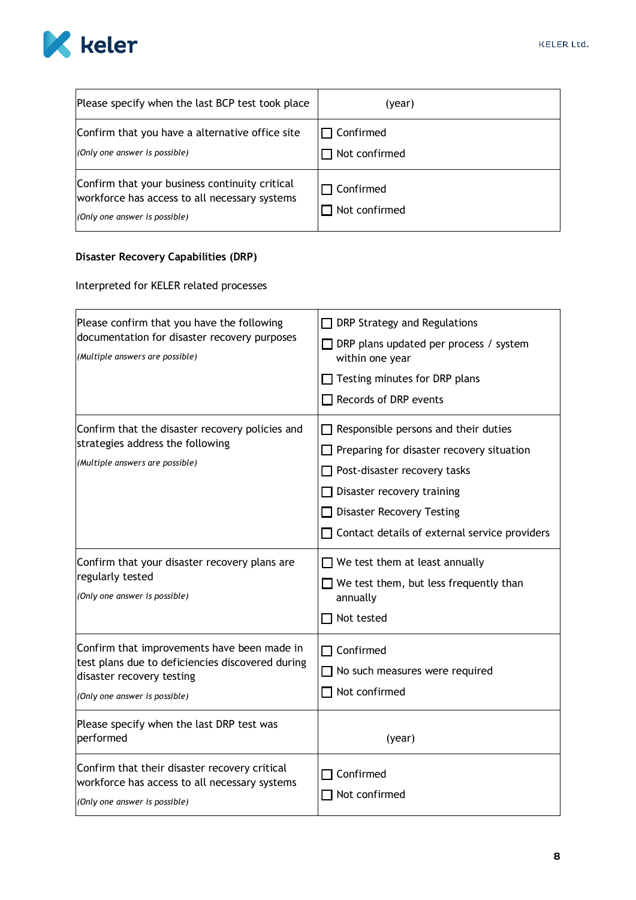| Please specify when the last BCP test took place | (year) |
|---|---|
| Confirm that you have a alternative office site<br>*(Only one answer is possible)* | ☐ Confirmed<br>☐ Not confirmed |
| Confirm that your business continuity critical workforce has access to all necessary systems<br>*(Only one answer is possible)* | ☐ Confirmed<br>☐ Not confirmed |

**Disaster Recovery Capabilities (DRP)**

Interpreted for KELER related processes

| Please confirm that you have the following documentation for disaster recovery purposes<br>*(Multiple answers are possible)* | ☐ DRP Strategy and Regulations<br>☐ DRP plans updated per process / system within one year<br>☐ Testing minutes for DRP plans<br>☐ Records of DRP events |
|---|---|
| Confirm that the disaster recovery policies and strategies address the following<br>*(Multiple answers are possible)* | ☐ Responsible persons and their duties<br>☐ Preparing for disaster recovery situation<br>☐ Post-disaster recovery tasks<br>☐ Disaster recovery training<br>☐ Disaster Recovery Testing<br>☐ Contact details of external service providers |
| Confirm that your disaster recovery plans are regularly tested<br>*(Only one answer is possible)* | ☐ We test them at least annually<br>☐ We test them, but less frequently than annually<br>☐ Not tested |
| Confirm that improvements have been made in test plans due to deficiencies discovered during disaster recovery testing<br>*(Only one answer is possible)* | ☐ Confirmed<br>☐ No such measures were required<br>☐ Not confirmed |
| Please specify when the last DRP test was performed | (year) |
| Confirm that their disaster recovery critical workforce has access to all necessary systems<br>*(Only one answer is possible)* | ☐ Confirmed<br>☐ Not confirmed |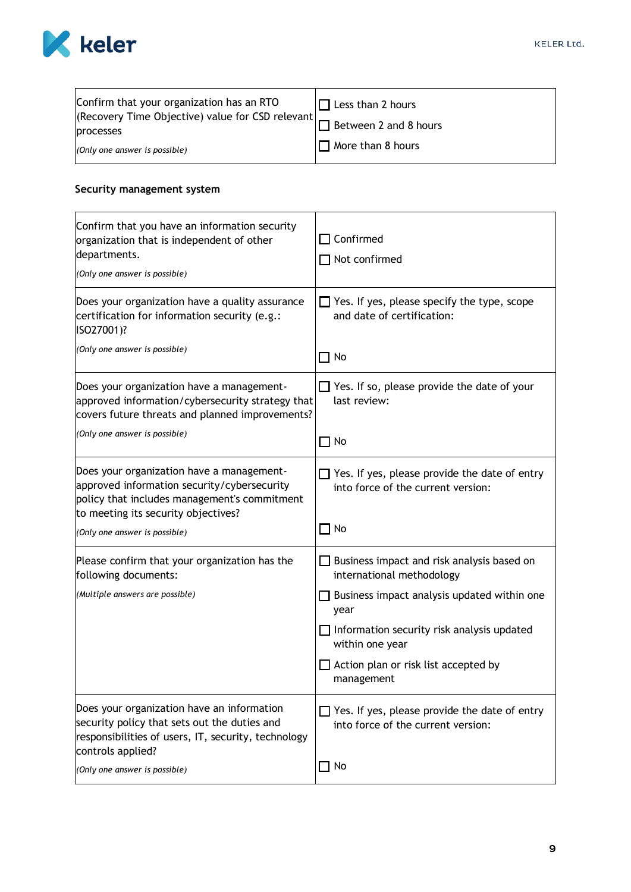| Confirm that your organization has an RTO (Recovery Time Objective) value for CSD relevant processes<br>*(Only one answer is possible)* | ☐ Less than 2 hours<br>☐ Between 2 and 8 hours<br>☐ More than 8 hours |
|---|---|

**Security management system**

| Confirm that you have an information security organization that is independent of other departments.<br>*(Only one answer is possible)* | ☐ Confirmed<br>☐ Not confirmed |
|---|---|
| Does your organization have a quality assurance certification for information security (e.g.: ISO27001)?<br>*(Only one answer is possible)* | ☐ Yes. If yes, please specify the type, scope and date of certification:<br><br>☐ No |
| Does your organization have a management-approved information/cybersecurity strategy that covers future threats and planned improvements?<br>*(Only one answer is possible)* | ☐ Yes. If so, please provide the date of your last review:<br><br>☐ No |
| Does your organization have a management-approved information security/cybersecurity policy that includes management's commitment to meeting its security objectives?<br>*(Only one answer is possible)* | ☐ Yes. If yes, please provide the date of entry into force of the current version:<br><br>☐ No |
| Please confirm that your organization has the following documents:<br>*(Multiple answers are possible)* | ☐ Business impact and risk analysis based on international methodology<br>☐ Business impact analysis updated within one year<br>☐ Information security risk analysis updated within one year<br>☐ Action plan or risk list accepted by management |
| Does your organization have an information security policy that sets out the duties and responsibilities of users, IT, security, technology controls applied?<br>*(Only one answer is possible)* | ☐ Yes. If yes, please provide the date of entry into force of the current version:<br><br>☐ No |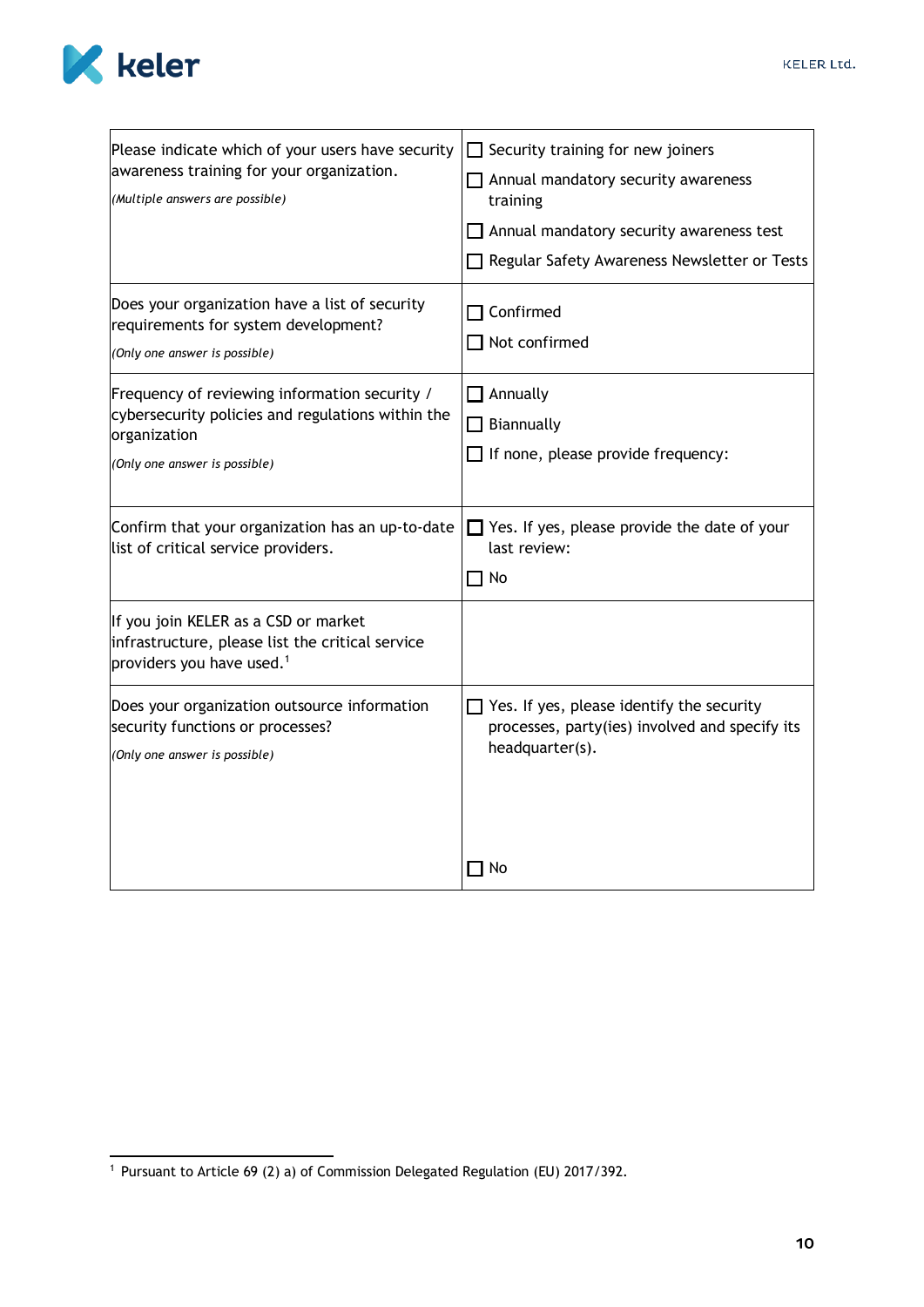| | |
|---|---|
| Please indicate which of your users have security awareness training for your organization.<br>*(Multiple answers are possible)* | ☐ Security training for new joiners<br>☐ Annual mandatory security awareness training<br>☐ Annual mandatory security awareness test<br>☐ Regular Safety Awareness Newsletter or Tests |
| Does your organization have a list of security requirements for system development?<br>*(Only one answer is possible)* | ☐ Confirmed<br>☐ Not confirmed |
| Frequency of reviewing information security / cybersecurity policies and regulations within the organization<br>*(Only one answer is possible)* | ☐ Annually<br>☐ Biannually<br>☐ If none, please provide frequency: |
| Confirm that your organization has an up-to-date list of critical service providers. | ☐ Yes. If yes, please provide the date of your last review:<br>☐ No |
| If you join KELER as a CSD or market infrastructure, please list the critical service providers you have used.[1] | |
| Does your organization outsource information security functions or processes?<br>*(Only one answer is possible)* | ☐ Yes. If yes, please identify the security processes, party(ies) involved and specify its headquarter(s).<br>☐ No |

[1] Pursuant to Article 69 (2) a) of Commission Delegated Regulation (EU) 2017/392.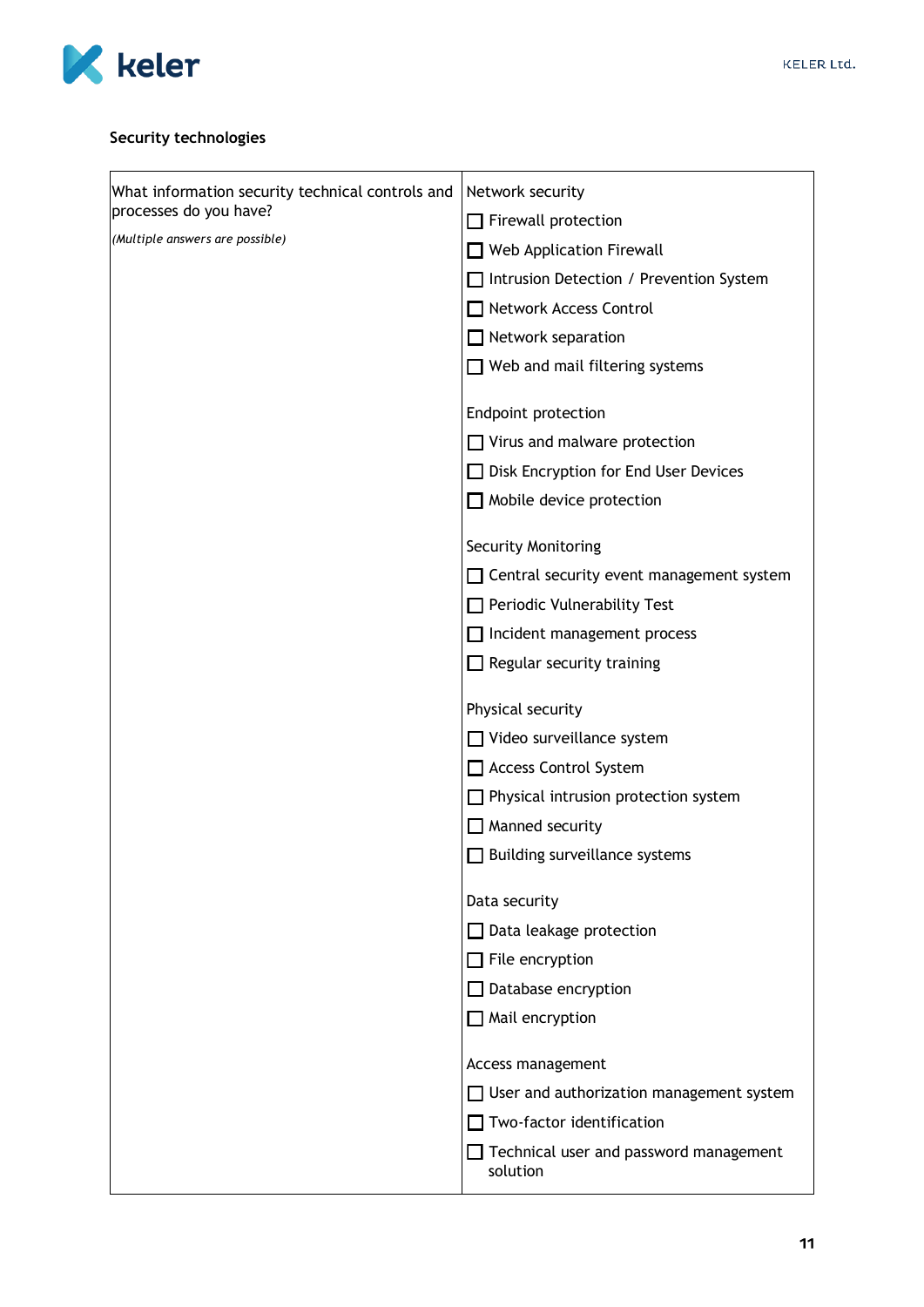**Security technologies**

| What information security technical controls and processes do you have?<br><br>*(Multiple answers are possible)* | Network security<br>☐ Firewall protection<br>☐ Web Application Firewall<br>☐ Intrusion Detection / Prevention System<br>☐ Network Access Control<br>☐ Network separation<br>☐ Web and mail filtering systems<br><br>Endpoint protection<br>☐ Virus and malware protection<br>☐ Disk Encryption for End User Devices<br>☐ Mobile device protection<br><br>Security Monitoring<br>☐ Central security event management system<br>☐ Periodic Vulnerability Test<br>☐ Incident management process<br>☐ Regular security training<br><br>Physical security<br>☐ Video surveillance system<br>☐ Access Control System<br>☐ Physical intrusion protection system<br>☐ Manned security<br>☐ Building surveillance systems<br><br>Data security<br>☐ Data leakage protection<br>☐ File encryption<br>☐ Database encryption<br>☐ Mail encryption<br><br>Access management<br>☐ User and authorization management system<br>☐ Two-factor identification<br>☐ Technical user and password management solution |
|---|---|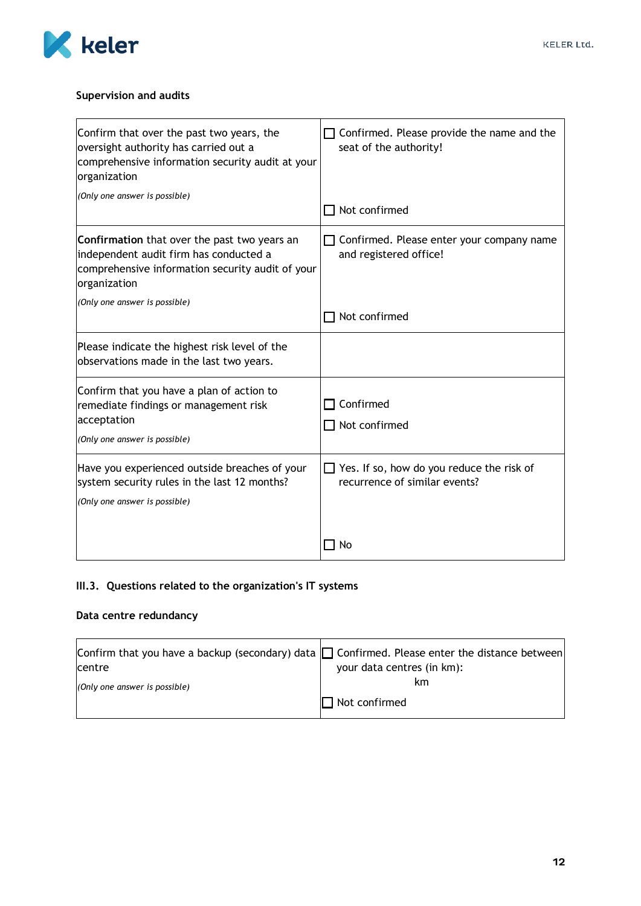### Supervision and audits

| | |
|---|---|
| Confirm that over the past two years, the oversight authority has carried out a comprehensive information security audit at your organization<br>*(Only one answer is possible)* | ☐ Confirmed. Please provide the name and the seat of the authority!<br><br>☐ Not confirmed |
| **Confirmation** that over the past two years an independent audit firm has conducted a comprehensive information security audit of your organization<br>*(Only one answer is possible)* | ☐ Confirmed. Please enter your company name and registered office!<br><br>☐ Not confirmed |
| Please indicate the highest risk level of the observations made in the last two years. | |
| Confirm that you have a plan of action to remediate findings or management risk acceptation<br>*(Only one answer is possible)* | ☐ Confirmed<br>☐ Not confirmed |
| Have you experienced outside breaches of your system security rules in the last 12 months?<br>*(Only one answer is possible)* | ☐ Yes. If so, how do you reduce the risk of recurrence of similar events?<br><br>☐ No |

### III.3. Questions related to the organization's IT systems

#### Data centre redundancy

| | |
|---|---|
| Confirm that you have a backup (secondary) data centre<br>*(Only one answer is possible)* | ☐ Confirmed. Please enter the distance between your data centres (in km):<br>km<br>☐ Not confirmed |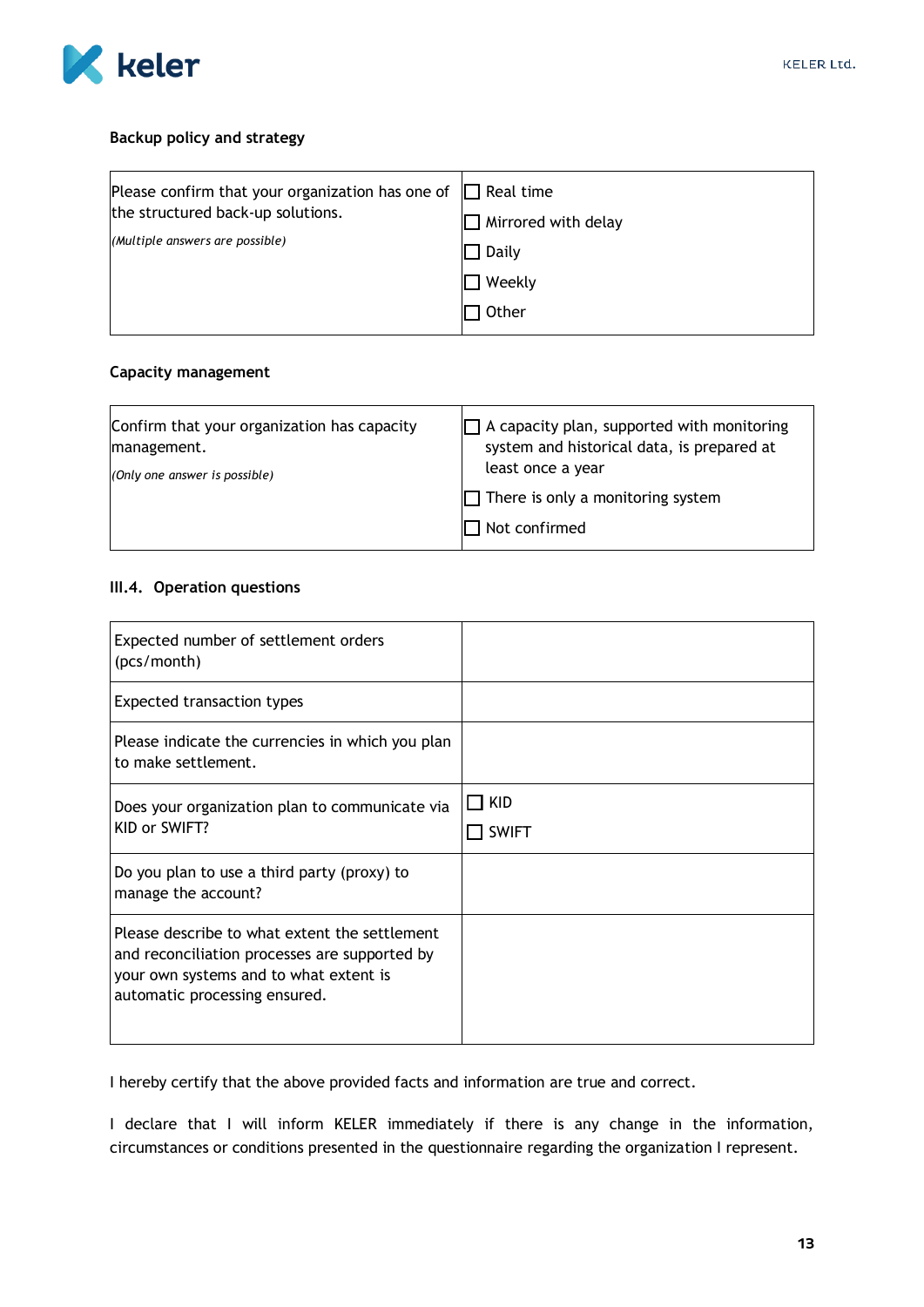**Backup policy and strategy**

| Please confirm that your organization has one of the structured back-up solutions.<br>*(Multiple answers are possible)* | ☐ Real time<br>☐ Mirrored with delay<br>☐ Daily<br>☐ Weekly<br>☐ Other |
|---|---|

**Capacity management**

| Confirm that your organization has capacity management.<br>*(Only one answer is possible)* | ☐ A capacity plan, supported with monitoring system and historical data, is prepared at least once a year<br>☐ There is only a monitoring system<br>☐ Not confirmed |
|---|---|

**III.4. Operation questions**

| Expected number of settlement orders (pcs/month) | |
|---|---|
| Expected transaction types | |
| Please indicate the currencies in which you plan to make settlement. | |
| Does your organization plan to communicate via KID or SWIFT? | ☐ KID<br>☐ SWIFT |
| Do you plan to use a third party (proxy) to manage the account? | |
| Please describe to what extent the settlement and reconciliation processes are supported by your own systems and to what extent is automatic processing ensured. | |

I hereby certify that the above provided facts and information are true and correct.

I declare that I will inform KELER immediately if there is any change in the information, circumstances or conditions presented in the questionnaire regarding the organization I represent.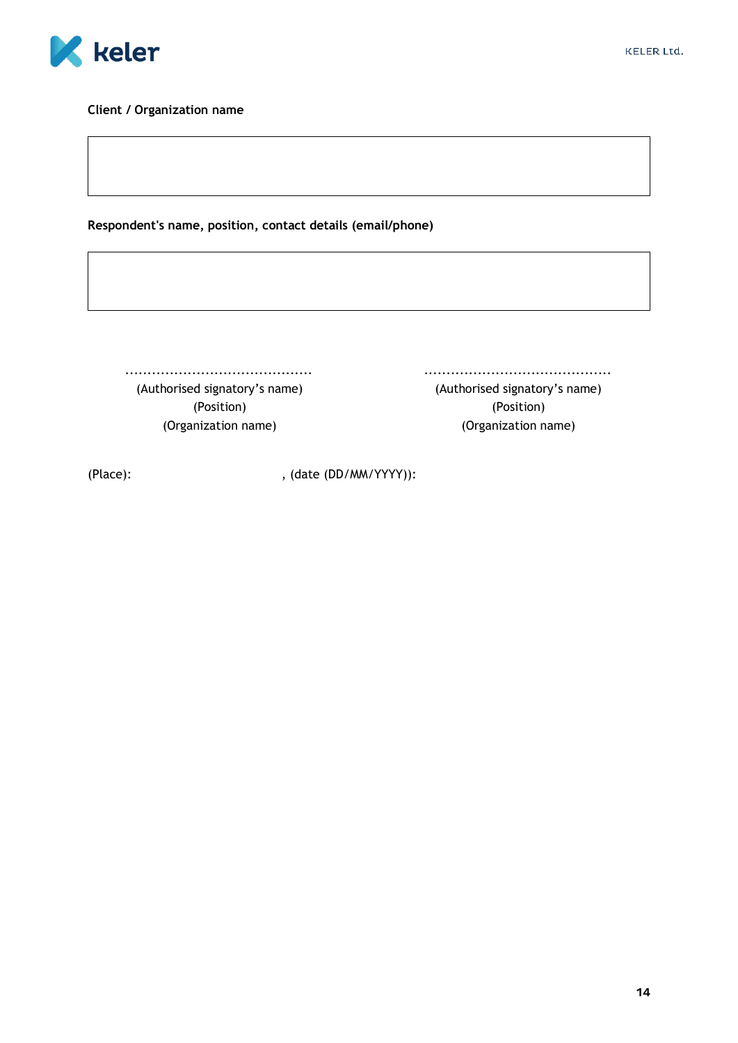**Client / Organization name**

| |
|---|
| |

**Respondent's name, position, contact details (email/phone)**

| |
|---|
| |

| | |
|---|---|
| ......................................... | ......................................... |
| (Authorised signatory’s name) | (Authorised signatory’s name) |
| (Position) | (Position) |
| (Organization name) | (Organization name) |

(Place): , (date (DD/MM/YYYY)):